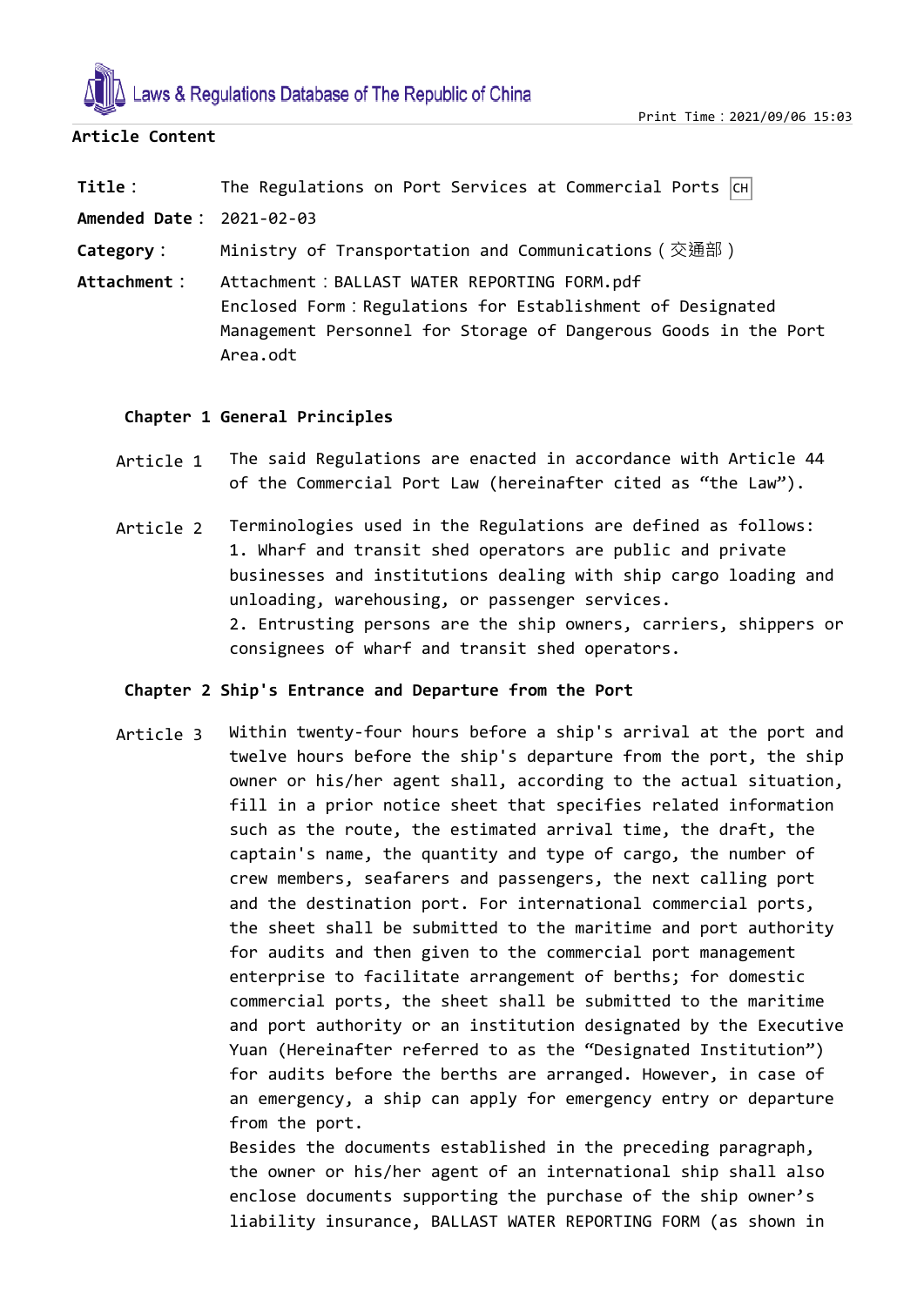**Article Content**

**Title：** The Regulations on Port Services at Commercial Ports CH

**Amended Date：** 2021-02-03

**Category：** Ministry of Transportation and Communications（交通部）

**Attachment：** Attachment：BALLAST WATER REPORTING FORM.pdf
Enclosed Form：Regulations for Establishment of Designated Management Personnel for Storage of Dangerous Goods in the Port Area.odt

### Chapter 1 General Principles

Article 1 The said Regulations are enacted in accordance with Article 44 of the Commercial Port Law (hereinafter cited as "the Law").

Article 2 Terminologies used in the Regulations are defined as follows:
1. Wharf and transit shed operators are public and private businesses and institutions dealing with ship cargo loading and unloading, warehousing, or passenger services.
2. Entrusting persons are the ship owners, carriers, shippers or consignees of wharf and transit shed operators.

### Chapter 2 Ship's Entrance and Departure from the Port

Article 3 Within twenty-four hours before a ship's arrival at the port and twelve hours before the ship's departure from the port, the ship owner or his/her agent shall, according to the actual situation, fill in a prior notice sheet that specifies related information such as the route, the estimated arrival time, the draft, the captain's name, the quantity and type of cargo, the number of crew members, seafarers and passengers, the next calling port and the destination port. For international commercial ports, the sheet shall be submitted to the maritime and port authority for audits and then given to the commercial port management enterprise to facilitate arrangement of berths; for domestic commercial ports, the sheet shall be submitted to the maritime and port authority or an institution designated by the Executive Yuan (Hereinafter referred to as the "Designated Institution") for audits before the berths are arranged. However, in case of an emergency, a ship can apply for emergency entry or departure from the port.
Besides the documents established in the preceding paragraph, the owner or his/her agent of an international ship shall also enclose documents supporting the purchase of the ship owner's liability insurance, BALLAST WATER REPORTING FORM (as shown in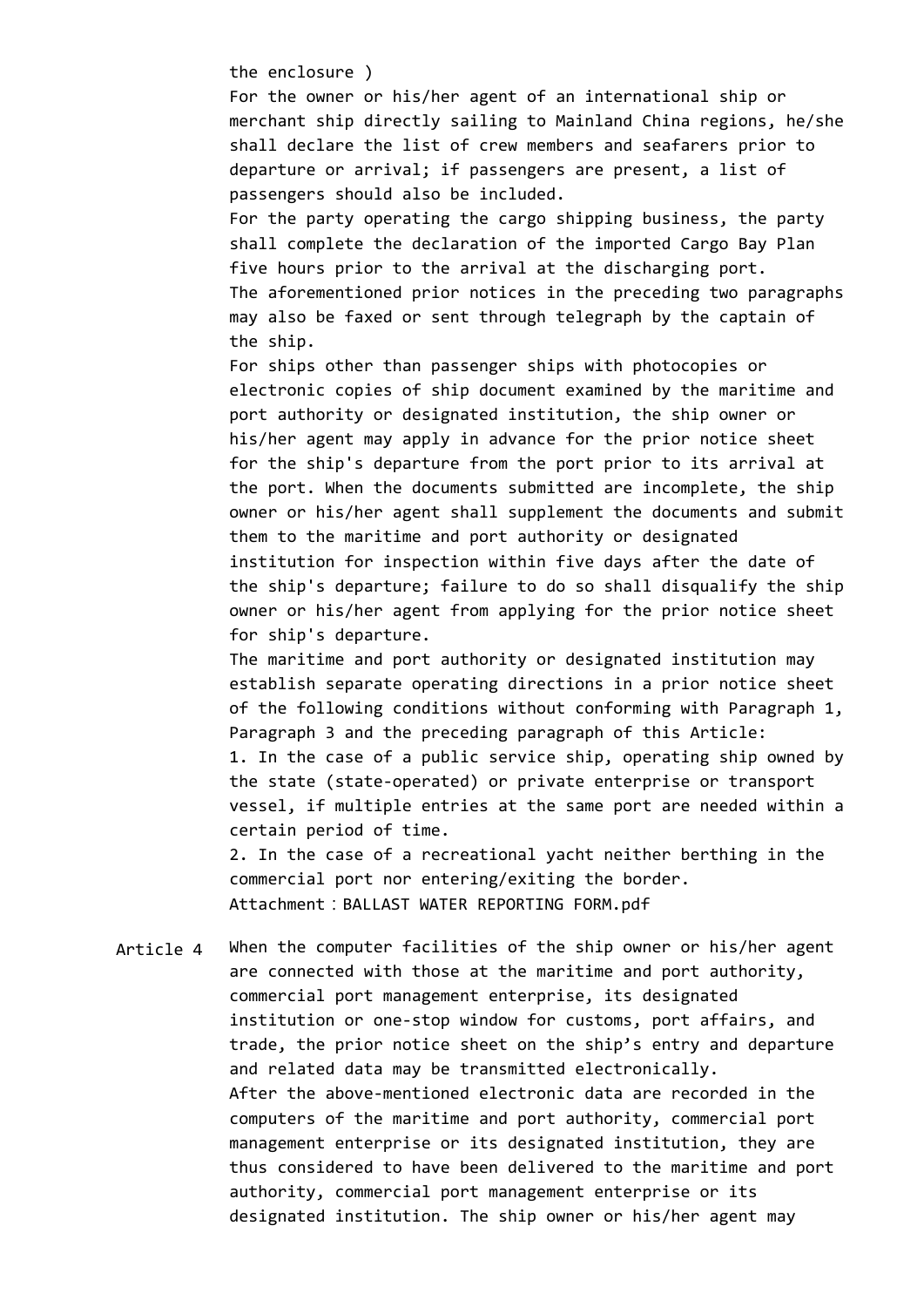the enclosure )

For the owner or his/her agent of an international ship or merchant ship directly sailing to Mainland China regions, he/she shall declare the list of crew members and seafarers prior to departure or arrival; if passengers are present, a list of passengers should also be included.

For the party operating the cargo shipping business, the party shall complete the declaration of the imported Cargo Bay Plan five hours prior to the arrival at the discharging port.

The aforementioned prior notices in the preceding two paragraphs may also be faxed or sent through telegraph by the captain of the ship.

For ships other than passenger ships with photocopies or electronic copies of ship document examined by the maritime and port authority or designated institution, the ship owner or his/her agent may apply in advance for the prior notice sheet for the ship's departure from the port prior to its arrival at the port. When the documents submitted are incomplete, the ship owner or his/her agent shall supplement the documents and submit them to the maritime and port authority or designated institution for inspection within five days after the date of the ship's departure; failure to do so shall disqualify the ship owner or his/her agent from applying for the prior notice sheet for ship's departure.

The maritime and port authority or designated institution may establish separate operating directions in a prior notice sheet of the following conditions without conforming with Paragraph 1, Paragraph 3 and the preceding paragraph of this Article:

1. In the case of a public service ship, operating ship owned by the state (state-operated) or private enterprise or transport vessel, if multiple entries at the same port are needed within a certain period of time.
2. In the case of a recreational yacht neither berthing in the commercial port nor entering/exiting the border.

Attachment：BALLAST WATER REPORTING FORM.pdf

Article 4 When the computer facilities of the ship owner or his/her agent are connected with those at the maritime and port authority, commercial port management enterprise, its designated institution or one-stop window for customs, port affairs, and trade, the prior notice sheet on the ship’s entry and departure and related data may be transmitted electronically.

After the above-mentioned electronic data are recorded in the computers of the maritime and port authority, commercial port management enterprise or its designated institution, they are thus considered to have been delivered to the maritime and port authority, commercial port management enterprise or its designated institution. The ship owner or his/her agent may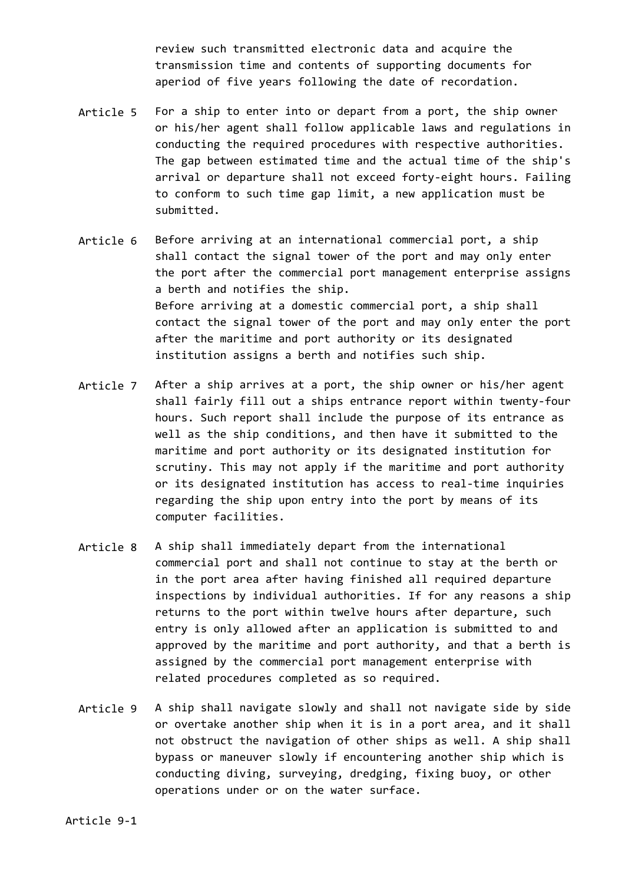review such transmitted electronic data and acquire the transmission time and contents of supporting documents for aperiod of five years following the date of recordation.

Article 5 For a ship to enter into or depart from a port, the ship owner or his/her agent shall follow applicable laws and regulations in conducting the required procedures with respective authorities. The gap between estimated time and the actual time of the ship's arrival or departure shall not exceed forty-eight hours. Failing to conform to such time gap limit, a new application must be submitted.

Article 6 Before arriving at an international commercial port, a ship shall contact the signal tower of the port and may only enter the port after the commercial port management enterprise assigns a berth and notifies the ship.
Before arriving at a domestic commercial port, a ship shall contact the signal tower of the port and may only enter the port after the maritime and port authority or its designated institution assigns a berth and notifies such ship.

Article 7 After a ship arrives at a port, the ship owner or his/her agent shall fairly fill out a ships entrance report within twenty-four hours. Such report shall include the purpose of its entrance as well as the ship conditions, and then have it submitted to the maritime and port authority or its designated institution for scrutiny. This may not apply if the maritime and port authority or its designated institution has access to real-time inquiries regarding the ship upon entry into the port by means of its computer facilities.

Article 8 A ship shall immediately depart from the international commercial port and shall not continue to stay at the berth or in the port area after having finished all required departure inspections by individual authorities. If for any reasons a ship returns to the port within twelve hours after departure, such entry is only allowed after an application is submitted to and approved by the maritime and port authority, and that a berth is assigned by the commercial port management enterprise with related procedures completed as so required.

Article 9 A ship shall navigate slowly and shall not navigate side by side or overtake another ship when it is in a port area, and it shall not obstruct the navigation of other ships as well. A ship shall bypass or maneuver slowly if encountering another ship which is conducting diving, surveying, dredging, fixing buoy, or other operations under or on the water surface.

Article 9-1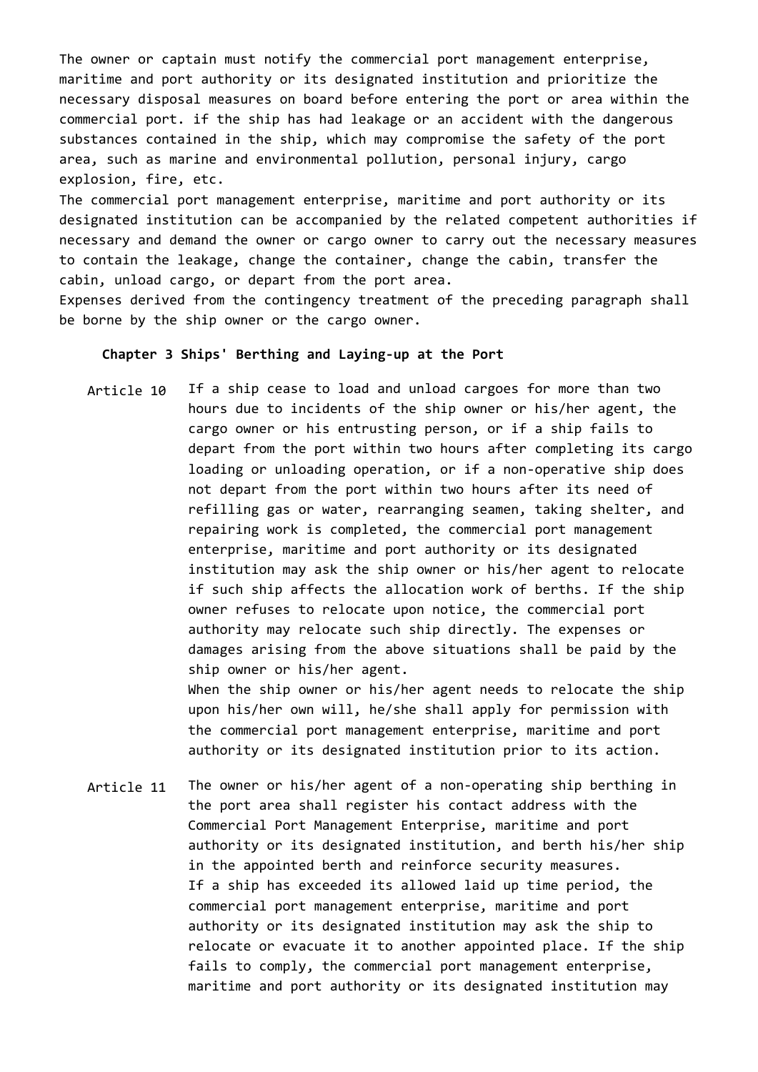The owner or captain must notify the commercial port management enterprise, maritime and port authority or its designated institution and prioritize the necessary disposal measures on board before entering the port or area within the commercial port. if the ship has had leakage or an accident with the dangerous substances contained in the ship, which may compromise the safety of the port area, such as marine and environmental pollution, personal injury, cargo explosion, fire, etc.

The commercial port management enterprise, maritime and port authority or its designated institution can be accompanied by the related competent authorities if necessary and demand the owner or cargo owner to carry out the necessary measures to contain the leakage, change the container, change the cabin, transfer the cabin, unload cargo, or depart from the port area.

Expenses derived from the contingency treatment of the preceding paragraph shall be borne by the ship owner or the cargo owner.

## Chapter 3 Ships' Berthing and Laying-up at the Port

**Article 10** If a ship cease to load and unload cargoes for more than two hours due to incidents of the ship owner or his/her agent, the cargo owner or his entrusting person, or if a ship fails to depart from the port within two hours after completing its cargo loading or unloading operation, or if a non-operative ship does not depart from the port within two hours after its need of refilling gas or water, rearranging seamen, taking shelter, and repairing work is completed, the commercial port management enterprise, maritime and port authority or its designated institution may ask the ship owner or his/her agent to relocate if such ship affects the allocation work of berths. If the ship owner refuses to relocate upon notice, the commercial port authority may relocate such ship directly. The expenses or damages arising from the above situations shall be paid by the ship owner or his/her agent.

When the ship owner or his/her agent needs to relocate the ship upon his/her own will, he/she shall apply for permission with the commercial port management enterprise, maritime and port authority or its designated institution prior to its action.

**Article 11** The owner or his/her agent of a non-operating ship berthing in the port area shall register his contact address with the Commercial Port Management Enterprise, maritime and port authority or its designated institution, and berth his/her ship in the appointed berth and reinforce security measures.

If a ship has exceeded its allowed laid up time period, the commercial port management enterprise, maritime and port authority or its designated institution may ask the ship to relocate or evacuate it to another appointed place. If the ship fails to comply, the commercial port management enterprise, maritime and port authority or its designated institution may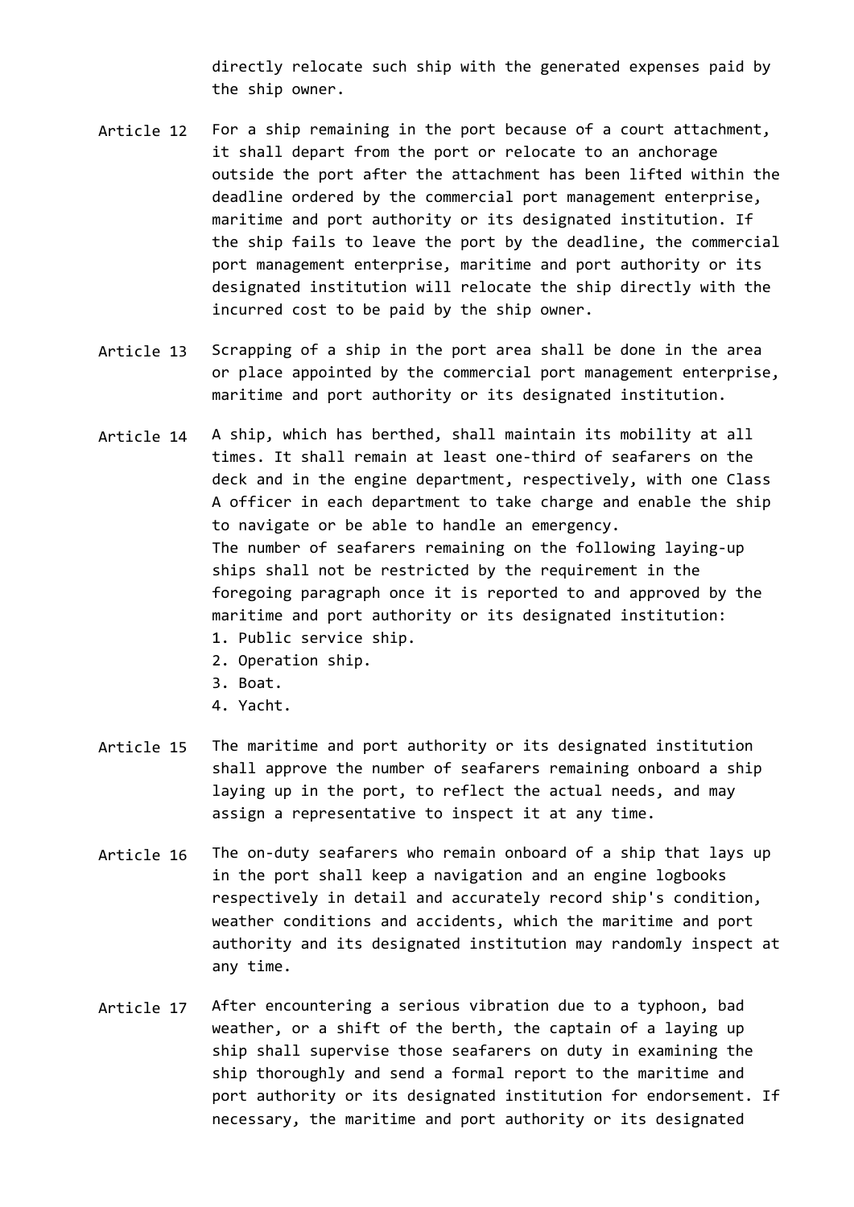directly relocate such ship with the generated expenses paid by the ship owner.

Article 12 For a ship remaining in the port because of a court attachment, it shall depart from the port or relocate to an anchorage outside the port after the attachment has been lifted within the deadline ordered by the commercial port management enterprise, maritime and port authority or its designated institution. If the ship fails to leave the port by the deadline, the commercial port management enterprise, maritime and port authority or its designated institution will relocate the ship directly with the incurred cost to be paid by the ship owner.

Article 13 Scrapping of a ship in the port area shall be done in the area or place appointed by the commercial port management enterprise, maritime and port authority or its designated institution.

Article 14 A ship, which has berthed, shall maintain its mobility at all times. It shall remain at least one-third of seafarers on the deck and in the engine department, respectively, with one Class A officer in each department to take charge and enable the ship to navigate or be able to handle an emergency.

The number of seafarers remaining on the following laying-up ships shall not be restricted by the requirement in the foregoing paragraph once it is reported to and approved by the maritime and port authority or its designated institution:

1. Public service ship.
2. Operation ship.
3. Boat.
4. Yacht.

Article 15 The maritime and port authority or its designated institution shall approve the number of seafarers remaining onboard a ship laying up in the port, to reflect the actual needs, and may assign a representative to inspect it at any time.

Article 16 The on-duty seafarers who remain onboard of a ship that lays up in the port shall keep a navigation and an engine logbooks respectively in detail and accurately record ship's condition, weather conditions and accidents, which the maritime and port authority and its designated institution may randomly inspect at any time.

Article 17 After encountering a serious vibration due to a typhoon, bad weather, or a shift of the berth, the captain of a laying up ship shall supervise those seafarers on duty in examining the ship thoroughly and send a formal report to the maritime and port authority or its designated institution for endorsement. If necessary, the maritime and port authority or its designated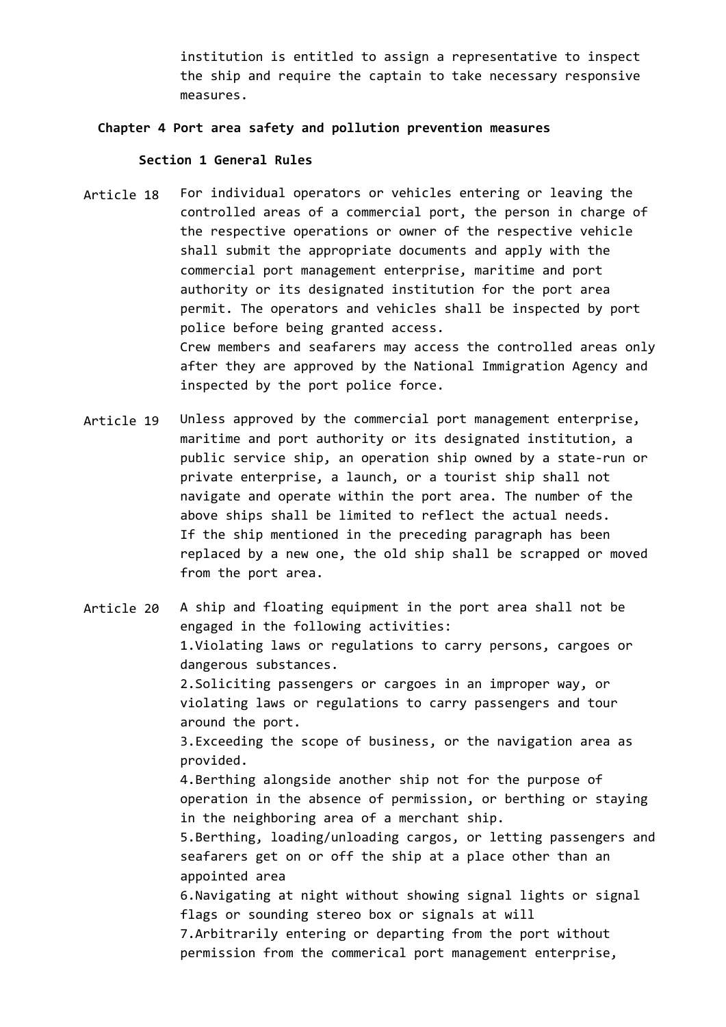institution is entitled to assign a representative to inspect the ship and require the captain to take necessary responsive measures.

## Chapter 4 Port area safety and pollution prevention measures

### Section 1 General Rules

**Article 18** For individual operators or vehicles entering or leaving the controlled areas of a commercial port, the person in charge of the respective operations or owner of the respective vehicle shall submit the appropriate documents and apply with the commercial port management enterprise, maritime and port authority or its designated institution for the port area permit. The operators and vehicles shall be inspected by port police before being granted access.
Crew members and seafarers may access the controlled areas only after they are approved by the National Immigration Agency and inspected by the port police force.

**Article 19** Unless approved by the commercial port management enterprise, maritime and port authority or its designated institution, a public service ship, an operation ship owned by a state-run or private enterprise, a launch, or a tourist ship shall not navigate and operate within the port area. The number of the above ships shall be limited to reflect the actual needs.
If the ship mentioned in the preceding paragraph has been replaced by a new one, the old ship shall be scrapped or moved from the port area.

**Article 20** A ship and floating equipment in the port area shall not be engaged in the following activities:
1.Violating laws or regulations to carry persons, cargoes or dangerous substances.
2.Soliciting passengers or cargoes in an improper way, or violating laws or regulations to carry passengers and tour around the port.
3.Exceeding the scope of business, or the navigation area as provided.
4.Berthing alongside another ship not for the purpose of operation in the absence of permission, or berthing or staying in the neighboring area of a merchant ship.
5.Berthing, loading/unloading cargos, or letting passengers and seafarers get on or off the ship at a place other than an appointed area
6.Navigating at night without showing signal lights or signal flags or sounding stereo box or signals at will
7.Arbitrarily entering or departing from the port without permission from the commerical port management enterprise,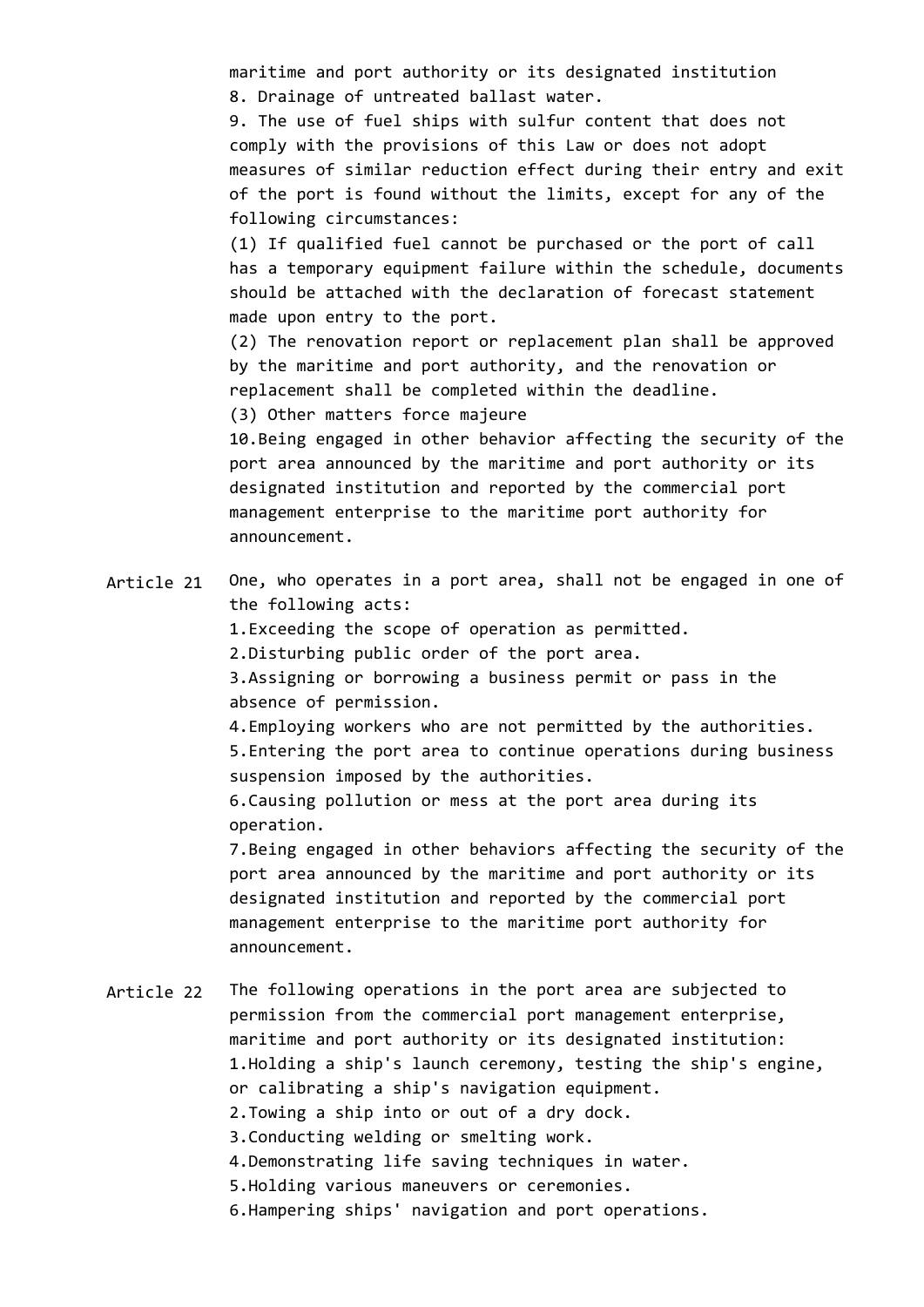maritime and port authority or its designated institution

8. Drainage of untreated ballast water.

9. The use of fuel ships with sulfur content that does not comply with the provisions of this Law or does not adopt measures of similar reduction effect during their entry and exit of the port is found without the limits, except for any of the following circumstances:

(1) If qualified fuel cannot be purchased or the port of call has a temporary equipment failure within the schedule, documents should be attached with the declaration of forecast statement made upon entry to the port.

(2) The renovation report or replacement plan shall be approved by the maritime and port authority, and the renovation or replacement shall be completed within the deadline.

(3) Other matters force majeure

10.Being engaged in other behavior affecting the security of the port area announced by the maritime and port authority or its designated institution and reported by the commercial port management enterprise to the maritime port authority for announcement.

**Article 21** One, who operates in a port area, shall not be engaged in one of the following acts:

1.Exceeding the scope of operation as permitted.

2.Disturbing public order of the port area.

3.Assigning or borrowing a business permit or pass in the absence of permission.

4.Employing workers who are not permitted by the authorities.

5.Entering the port area to continue operations during business suspension imposed by the authorities.

6.Causing pollution or mess at the port area during its operation.

7.Being engaged in other behaviors affecting the security of the port area announced by the maritime and port authority or its designated institution and reported by the commercial port management enterprise to the maritime port authority for announcement.

**Article 22** The following operations in the port area are subjected to permission from the commercial port management enterprise, maritime and port authority or its designated institution:

1.Holding a ship's launch ceremony, testing the ship's engine, or calibrating a ship's navigation equipment.

2.Towing a ship into or out of a dry dock.

3.Conducting welding or smelting work.

4.Demonstrating life saving techniques in water.

5.Holding various maneuvers or ceremonies.

6.Hampering ships' navigation and port operations.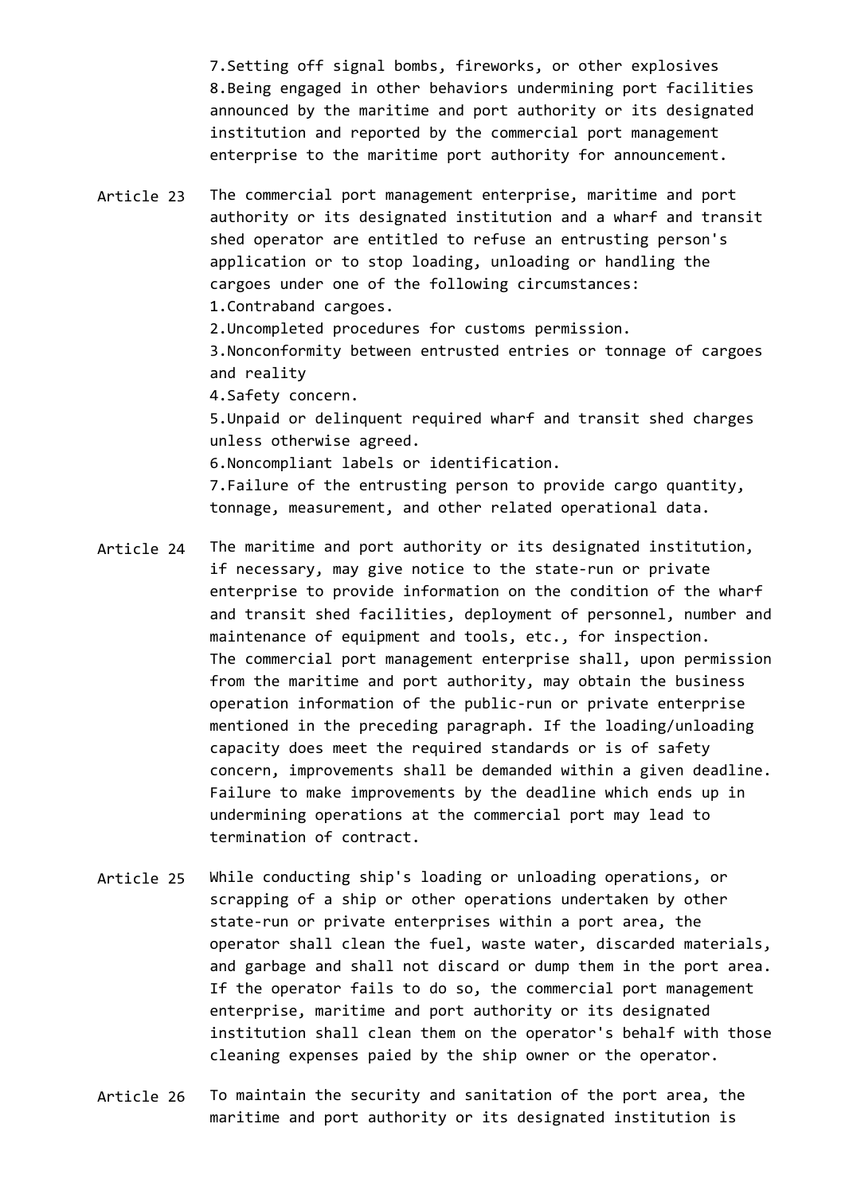7.Setting off signal bombs, fireworks, or other explosives
8.Being engaged in other behaviors undermining port facilities announced by the maritime and port authority or its designated institution and reported by the commercial port management enterprise to the maritime port authority for announcement.

**Article 23** The commercial port management enterprise, maritime and port authority or its designated institution and a wharf and transit shed operator are entitled to refuse an entrusting person's application or to stop loading, unloading or handling the cargoes under one of the following circumstances:
1.Contraband cargoes.
2.Uncompleted procedures for customs permission.
3.Nonconformity between entrusted entries or tonnage of cargoes and reality
4.Safety concern.
5.Unpaid or delinquent required wharf and transit shed charges unless otherwise agreed.
6.Noncompliant labels or identification.
7.Failure of the entrusting person to provide cargo quantity, tonnage, measurement, and other related operational data.

**Article 24** The maritime and port authority or its designated institution, if necessary, may give notice to the state-run or private enterprise to provide information on the condition of the wharf and transit shed facilities, deployment of personnel, number and maintenance of equipment and tools, etc., for inspection.
The commercial port management enterprise shall, upon permission from the maritime and port authority, may obtain the business operation information of the public-run or private enterprise mentioned in the preceding paragraph. If the loading/unloading capacity does meet the required standards or is of safety concern, improvements shall be demanded within a given deadline. Failure to make improvements by the deadline which ends up in undermining operations at the commercial port may lead to termination of contract.

**Article 25** While conducting ship's loading or unloading operations, or scrapping of a ship or other operations undertaken by other state-run or private enterprises within a port area, the operator shall clean the fuel, waste water, discarded materials, and garbage and shall not discard or dump them in the port area. If the operator fails to do so, the commercial port management enterprise, maritime and port authority or its designated institution shall clean them on the operator's behalf with those cleaning expenses paied by the ship owner or the operator.

**Article 26** To maintain the security and sanitation of the port area, the maritime and port authority or its designated institution is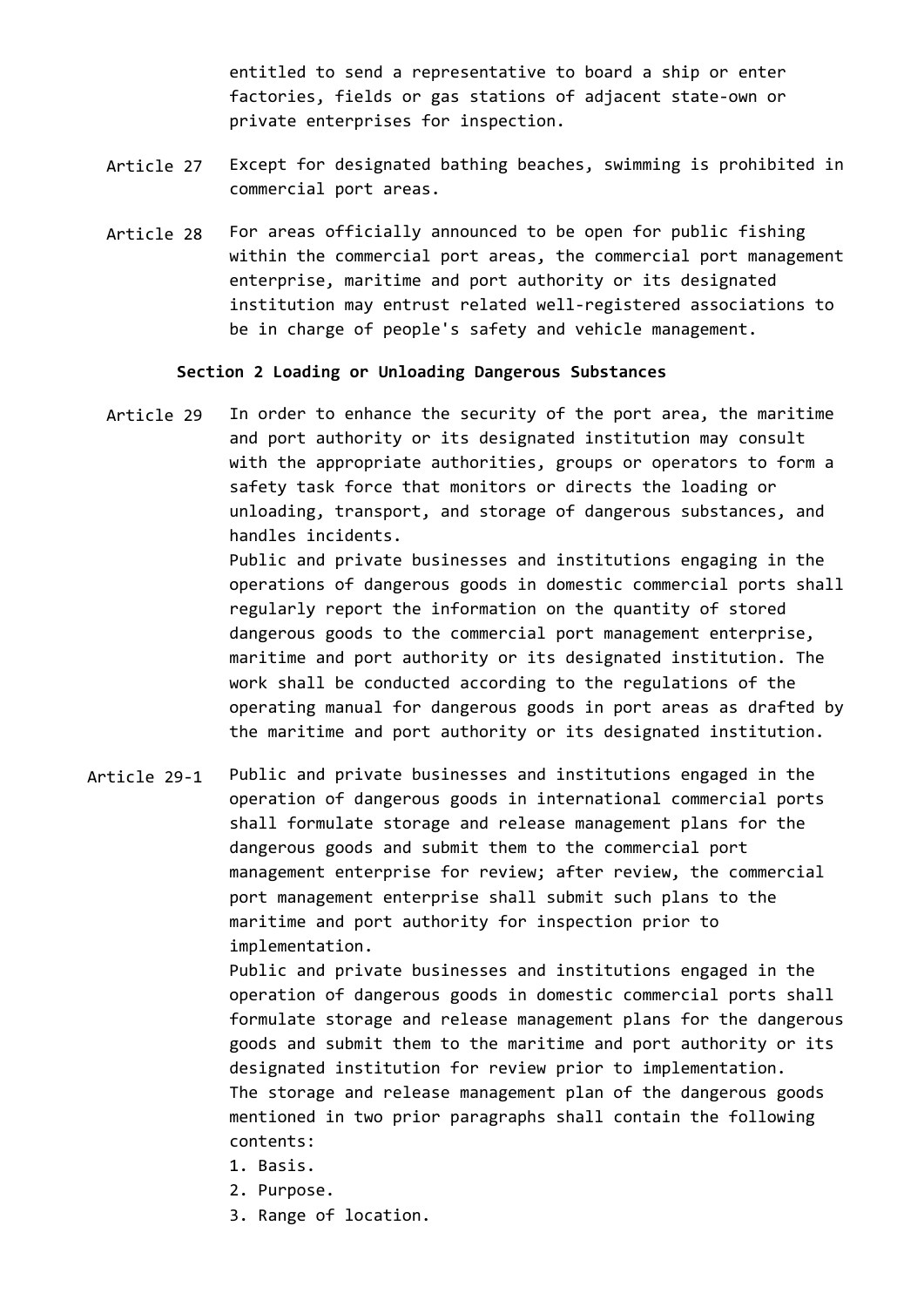entitled to send a representative to board a ship or enter factories, fields or gas stations of adjacent state-own or private enterprises for inspection.

**Article 27** Except for designated bathing beaches, swimming is prohibited in commercial port areas.

**Article 28** For areas officially announced to be open for public fishing within the commercial port areas, the commercial port management enterprise, maritime and port authority or its designated institution may entrust related well-registered associations to be in charge of people's safety and vehicle management.

### Section 2 Loading or Unloading Dangerous Substances

**Article 29** In order to enhance the security of the port area, the maritime and port authority or its designated institution may consult with the appropriate authorities, groups or operators to form a safety task force that monitors or directs the loading or unloading, transport, and storage of dangerous substances, and handles incidents.

Public and private businesses and institutions engaging in the operations of dangerous goods in domestic commercial ports shall regularly report the information on the quantity of stored dangerous goods to the commercial port management enterprise, maritime and port authority or its designated institution. The work shall be conducted according to the regulations of the operating manual for dangerous goods in port areas as drafted by the maritime and port authority or its designated institution.

**Article 29-1** Public and private businesses and institutions engaged in the operation of dangerous goods in international commercial ports shall formulate storage and release management plans for the dangerous goods and submit them to the commercial port management enterprise for review; after review, the commercial port management enterprise shall submit such plans to the maritime and port authority for inspection prior to implementation.

Public and private businesses and institutions engaged in the operation of dangerous goods in domestic commercial ports shall formulate storage and release management plans for the dangerous goods and submit them to the maritime and port authority or its designated institution for review prior to implementation.

The storage and release management plan of the dangerous goods mentioned in two prior paragraphs shall contain the following contents:

1. Basis.
2. Purpose.
3. Range of location.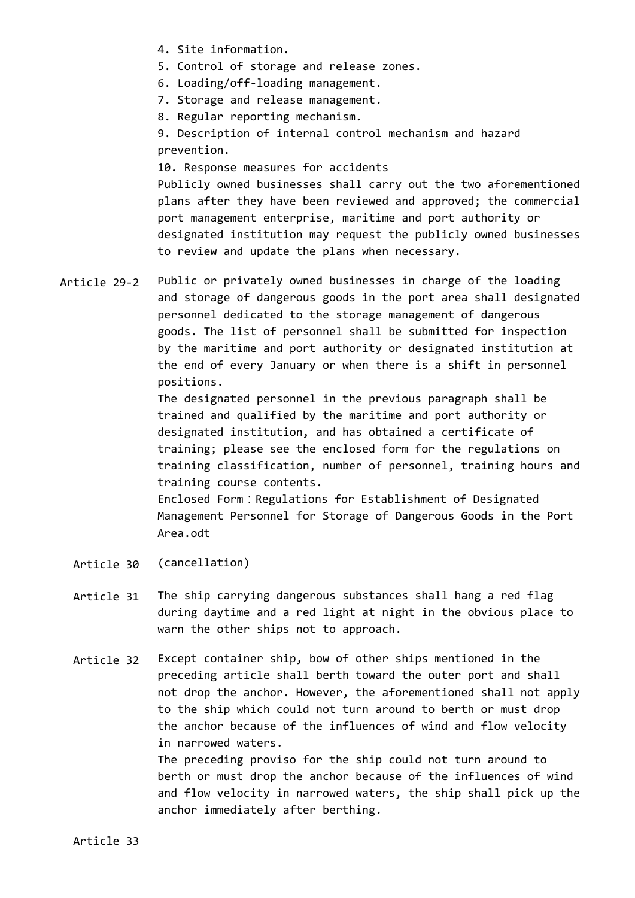4. Site information.
5. Control of storage and release zones.
6. Loading/off-loading management.
7. Storage and release management.
8. Regular reporting mechanism.
9. Description of internal control mechanism and hazard prevention.
10. Response measures for accidents

Publicly owned businesses shall carry out the two aforementioned plans after they have been reviewed and approved; the commercial port management enterprise, maritime and port authority or designated institution may request the publicly owned businesses to review and update the plans when necessary.

**Article 29-2** Public or privately owned businesses in charge of the loading and storage of dangerous goods in the port area shall designated personnel dedicated to the storage management of dangerous goods. The list of personnel shall be submitted for inspection by the maritime and port authority or designated institution at the end of every January or when there is a shift in personnel positions.

The designated personnel in the previous paragraph shall be trained and qualified by the maritime and port authority or designated institution, and has obtained a certificate of training; please see the enclosed form for the regulations on training classification, number of personnel, training hours and training course contents.

Enclosed Form：Regulations for Establishment of Designated Management Personnel for Storage of Dangerous Goods in the Port Area.odt

**Article 30** (cancellation)

**Article 31** The ship carrying dangerous substances shall hang a red flag during daytime and a red light at night in the obvious place to warn the other ships not to approach.

**Article 32** Except container ship, bow of other ships mentioned in the preceding article shall berth toward the outer port and shall not drop the anchor. However, the aforementioned shall not apply to the ship which could not turn around to berth or must drop the anchor because of the influences of wind and flow velocity in narrowed waters.

The preceding proviso for the ship could not turn around to berth or must drop the anchor because of the influences of wind and flow velocity in narrowed waters, the ship shall pick up the anchor immediately after berthing.

**Article 33**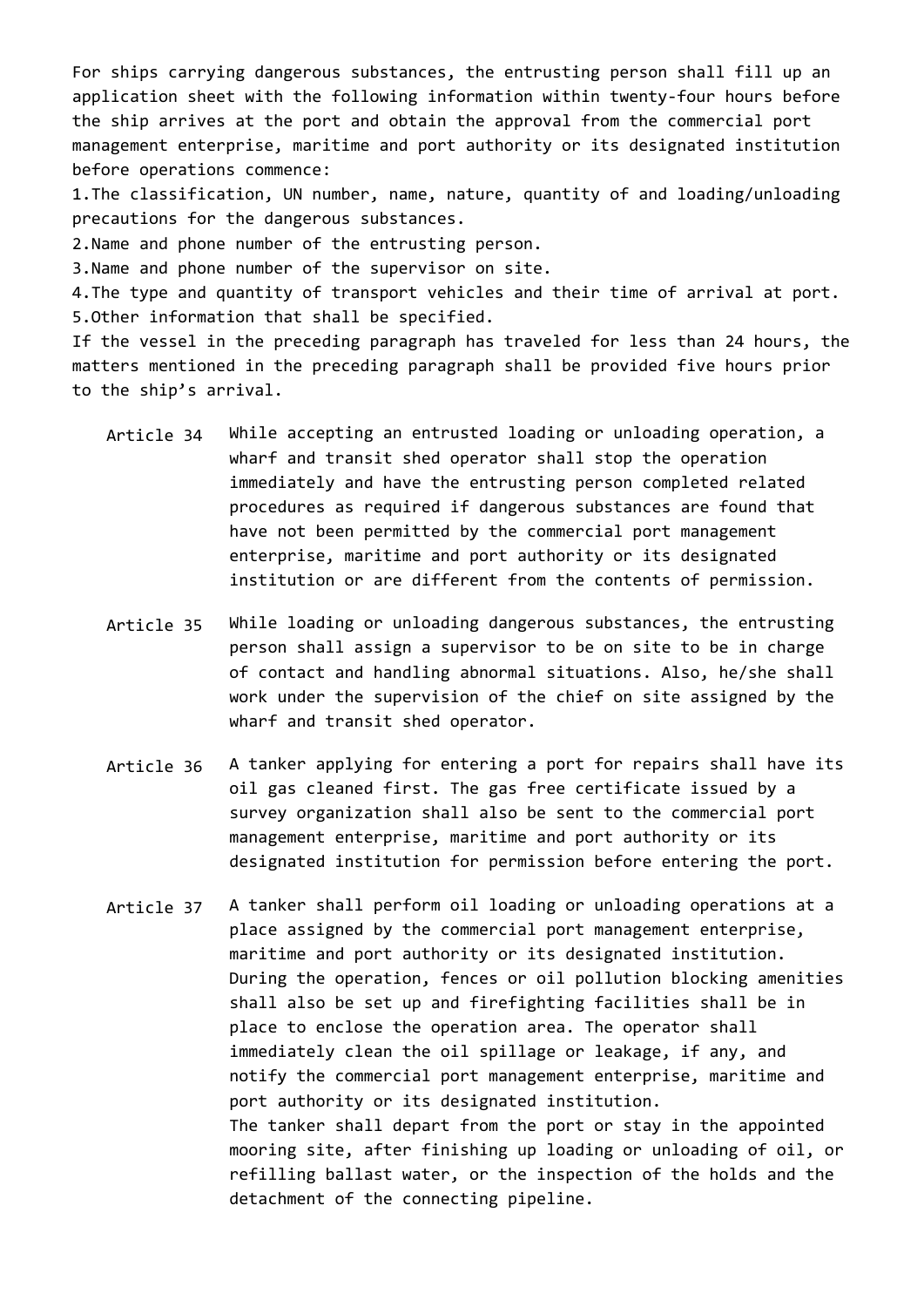For ships carrying dangerous substances, the entrusting person shall fill up an application sheet with the following information within twenty-four hours before the ship arrives at the port and obtain the approval from the commercial port management enterprise, maritime and port authority or its designated institution before operations commence:

1.The classification, UN number, name, nature, quantity of and loading/unloading precautions for the dangerous substances.
2.Name and phone number of the entrusting person.
3.Name and phone number of the supervisor on site.
4.The type and quantity of transport vehicles and their time of arrival at port.
5.Other information that shall be specified.

If the vessel in the preceding paragraph has traveled for less than 24 hours, the matters mentioned in the preceding paragraph shall be provided five hours prior to the ship's arrival.

Article 34 While accepting an entrusted loading or unloading operation, a wharf and transit shed operator shall stop the operation immediately and have the entrusting person completed related procedures as required if dangerous substances are found that have not been permitted by the commercial port management enterprise, maritime and port authority or its designated institution or are different from the contents of permission.

Article 35 While loading or unloading dangerous substances, the entrusting person shall assign a supervisor to be on site to be in charge of contact and handling abnormal situations. Also, he/she shall work under the supervision of the chief on site assigned by the wharf and transit shed operator.

Article 36 A tanker applying for entering a port for repairs shall have its oil gas cleaned first. The gas free certificate issued by a survey organization shall also be sent to the commercial port management enterprise, maritime and port authority or its designated institution for permission before entering the port.

Article 37 A tanker shall perform oil loading or unloading operations at a place assigned by the commercial port management enterprise, maritime and port authority or its designated institution. During the operation, fences or oil pollution blocking amenities shall also be set up and firefighting facilities shall be in place to enclose the operation area. The operator shall immediately clean the oil spillage or leakage, if any, and notify the commercial port management enterprise, maritime and port authority or its designated institution.

The tanker shall depart from the port or stay in the appointed mooring site, after finishing up loading or unloading of oil, or refilling ballast water, or the inspection of the holds and the detachment of the connecting pipeline.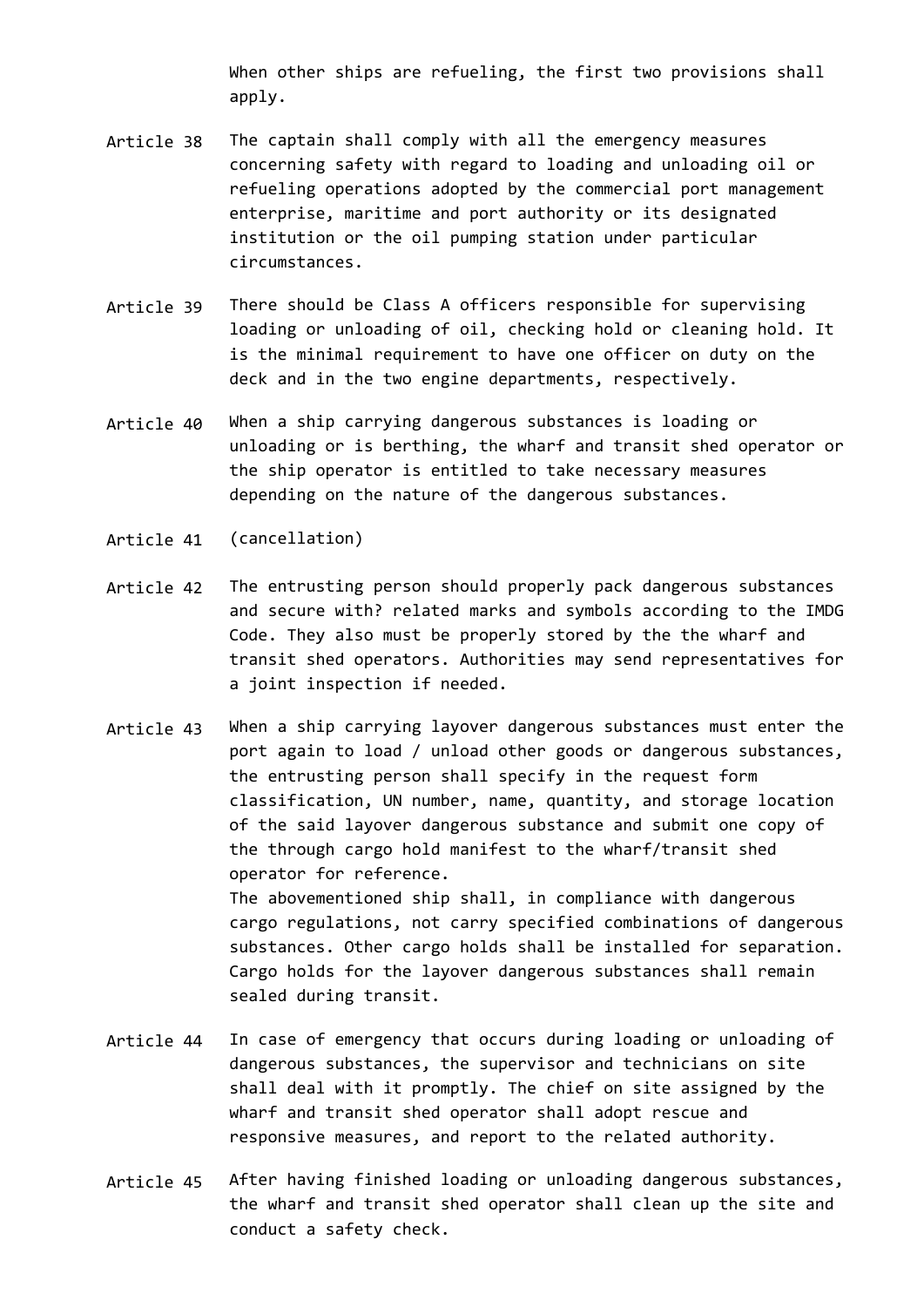When other ships are refueling, the first two provisions shall apply.

Article 38 The captain shall comply with all the emergency measures concerning safety with regard to loading and unloading oil or refueling operations adopted by the commercial port management enterprise, maritime and port authority or its designated institution or the oil pumping station under particular circumstances.

Article 39 There should be Class A officers responsible for supervising loading or unloading of oil, checking hold or cleaning hold. It is the minimal requirement to have one officer on duty on the deck and in the two engine departments, respectively.

Article 40 When a ship carrying dangerous substances is loading or unloading or is berthing, the wharf and transit shed operator or the ship operator is entitled to take necessary measures depending on the nature of the dangerous substances.

Article 41 (cancellation)

Article 42 The entrusting person should properly pack dangerous substances and secure with? related marks and symbols according to the IMDG Code. They also must be properly stored by the the wharf and transit shed operators. Authorities may send representatives for a joint inspection if needed.

Article 43 When a ship carrying layover dangerous substances must enter the port again to load / unload other goods or dangerous substances, the entrusting person shall specify in the request form classification, UN number, name, quantity, and storage location of the said layover dangerous substance and submit one copy of the through cargo hold manifest to the wharf/transit shed operator for reference.

The abovementioned ship shall, in compliance with dangerous cargo regulations, not carry specified combinations of dangerous substances. Other cargo holds shall be installed for separation. Cargo holds for the layover dangerous substances shall remain sealed during transit.

Article 44 In case of emergency that occurs during loading or unloading of dangerous substances, the supervisor and technicians on site shall deal with it promptly. The chief on site assigned by the wharf and transit shed operator shall adopt rescue and responsive measures, and report to the related authority.

Article 45 After having finished loading or unloading dangerous substances, the wharf and transit shed operator shall clean up the site and conduct a safety check.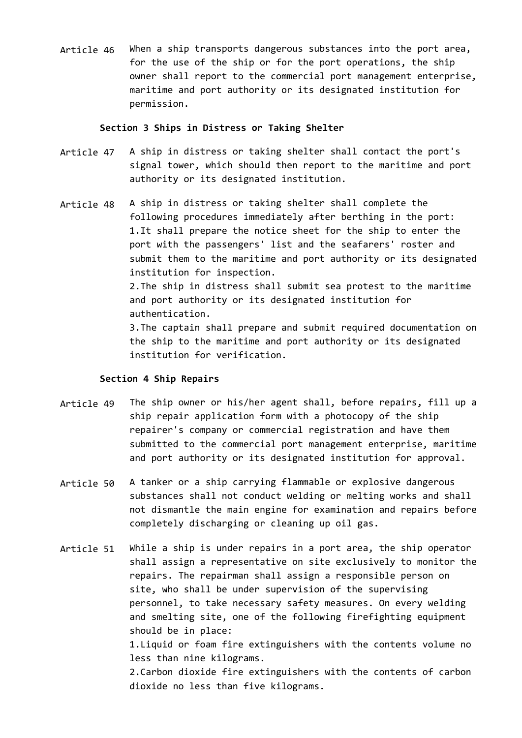Article 46 When a ship transports dangerous substances into the port area, for the use of the ship or for the port operations, the ship owner shall report to the commercial port management enterprise, maritime and port authority or its designated institution for permission.

### Section 3 Ships in Distress or Taking Shelter

Article 47 A ship in distress or taking shelter shall contact the port's signal tower, which should then report to the maritime and port authority or its designated institution.

Article 48 A ship in distress or taking shelter shall complete the following procedures immediately after berthing in the port:

1.It shall prepare the notice sheet for the ship to enter the port with the passengers' list and the seafarers' roster and submit them to the maritime and port authority or its designated institution for inspection.

2.The ship in distress shall submit sea protest to the maritime and port authority or its designated institution for authentication.

3.The captain shall prepare and submit required documentation on the ship to the maritime and port authority or its designated institution for verification.

### Section 4 Ship Repairs

Article 49 The ship owner or his/her agent shall, before repairs, fill up a ship repair application form with a photocopy of the ship repairer's company or commercial registration and have them submitted to the commercial port management enterprise, maritime and port authority or its designated institution for approval.

Article 50 A tanker or a ship carrying flammable or explosive dangerous substances shall not conduct welding or melting works and shall not dismantle the main engine for examination and repairs before completely discharging or cleaning up oil gas.

Article 51 While a ship is under repairs in a port area, the ship operator shall assign a representative on site exclusively to monitor the repairs. The repairman shall assign a responsible person on site, who shall be under supervision of the supervising personnel, to take necessary safety measures. On every welding and smelting site, one of the following firefighting equipment should be in place:

1.Liquid or foam fire extinguishers with the contents volume no less than nine kilograms.

2.Carbon dioxide fire extinguishers with the contents of carbon dioxide no less than five kilograms.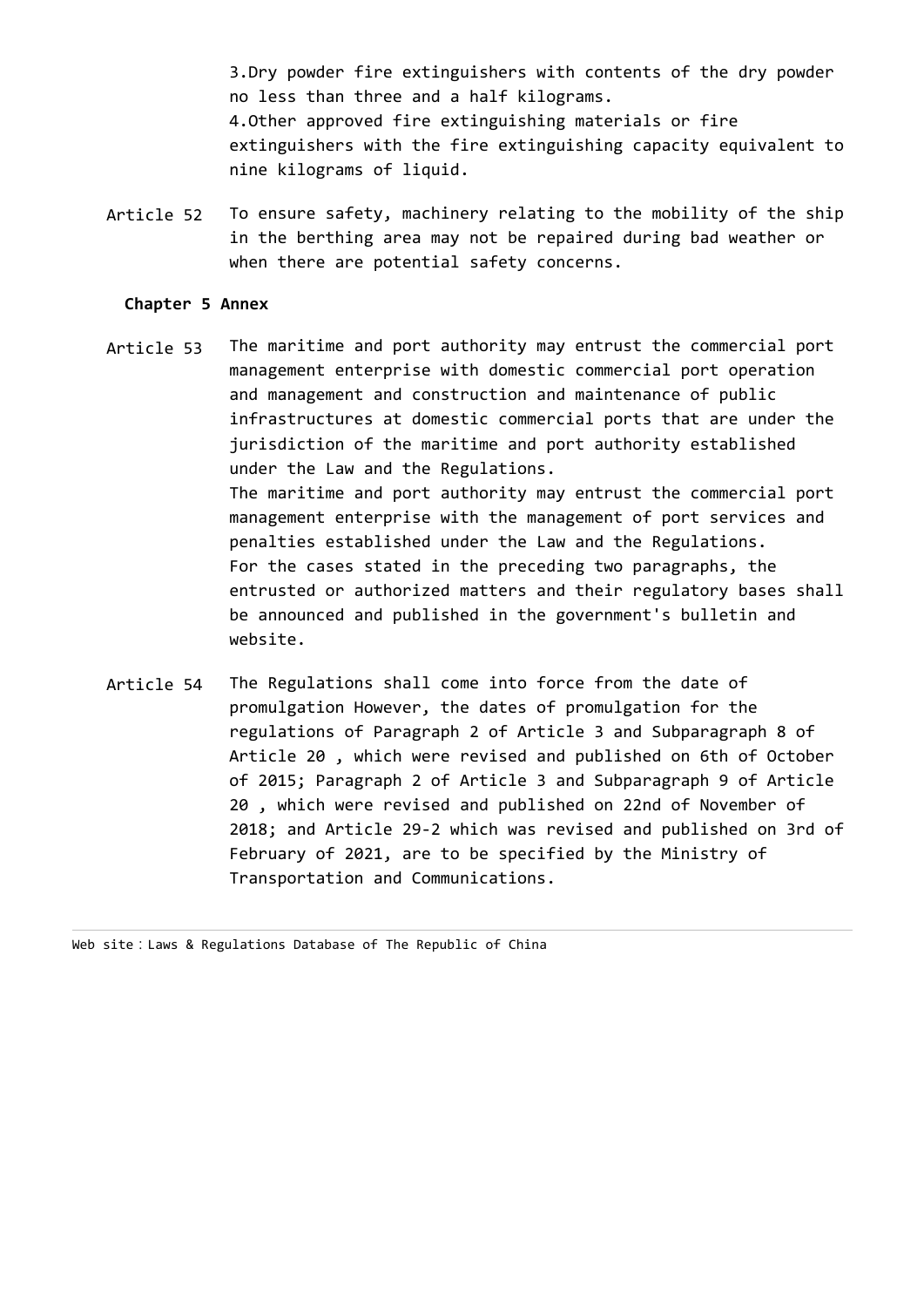3.Dry powder fire extinguishers with contents of the dry powder no less than three and a half kilograms.
4.Other approved fire extinguishing materials or fire extinguishers with the fire extinguishing capacity equivalent to nine kilograms of liquid.

Article 52 To ensure safety, machinery relating to the mobility of the ship in the berthing area may not be repaired during bad weather or when there are potential safety concerns.

**Chapter 5 Annex**

Article 53 The maritime and port authority may entrust the commercial port management enterprise with domestic commercial port operation and management and construction and maintenance of public infrastructures at domestic commercial ports that are under the jurisdiction of the maritime and port authority established under the Law and the Regulations.
The maritime and port authority may entrust the commercial port management enterprise with the management of port services and penalties established under the Law and the Regulations.
For the cases stated in the preceding two paragraphs, the entrusted or authorized matters and their regulatory bases shall be announced and published in the government's bulletin and website.

Article 54 The Regulations shall come into force from the date of promulgation However, the dates of promulgation for the regulations of Paragraph 2 of Article 3 and Subparagraph 8 of Article 20 , which were revised and published on 6th of October of 2015; Paragraph 2 of Article 3 and Subparagraph 9 of Article 20 , which were revised and published on 22nd of November of 2018; and Article 29-2 which was revised and published on 3rd of February of 2021, are to be specified by the Ministry of Transportation and Communications.